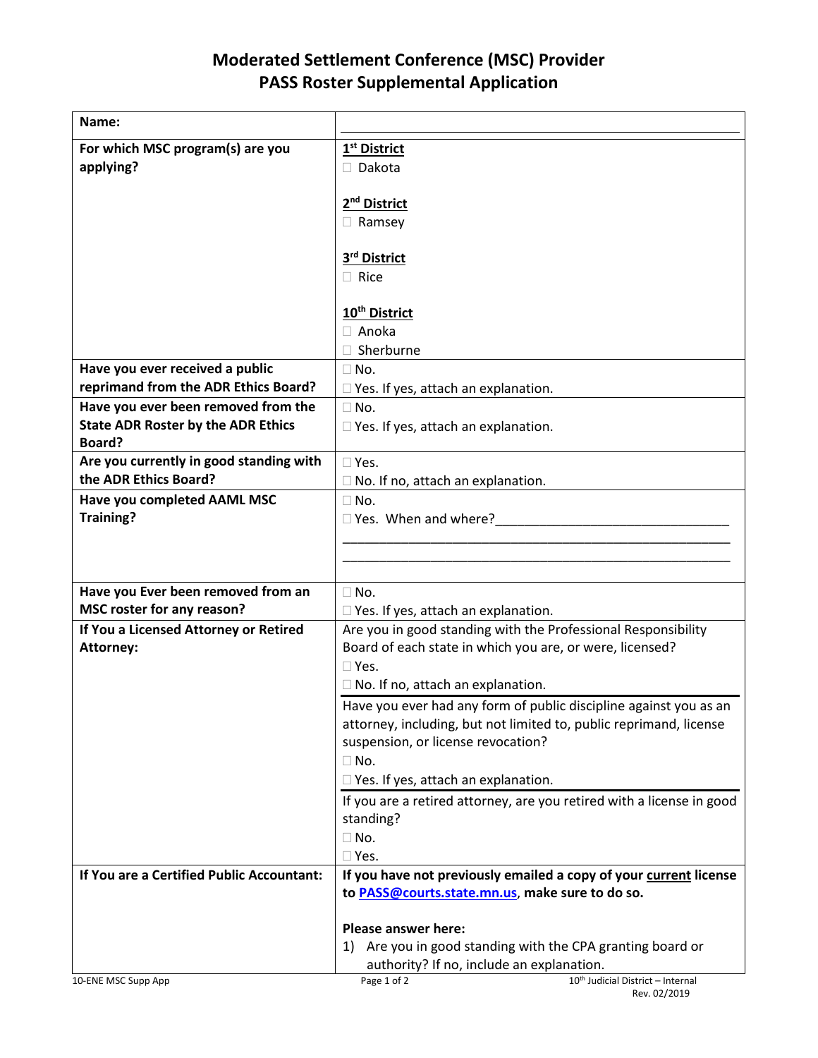# Moderated Settlement Conference (MSC) Provider
# PASS Roster Supplemental Application

| | |
|---|---|
| **Name:** | ______________________________ |
| **For which MSC program(s) are you applying?** | **1st District**<br>☐ Dakota<br><br>**2nd District**<br>☐ Ramsey<br><br>**3rd District**<br>☐ Rice<br><br>**10th District**<br>☐ Anoka<br>☐ Sherburne |
| **Have you ever received a public reprimand from the ADR Ethics Board?** | ☐ No.<br>☐ Yes. If yes, attach an explanation. |
| **Have you ever been removed from the State ADR Roster by the ADR Ethics Board?** | ☐ No.<br>☐ Yes. If yes, attach an explanation. |
| **Are you currently in good standing with the ADR Ethics Board?** | ☐ Yes.<br>☐ No. If no, attach an explanation. |
| **Have you completed AAML MSC Training?** | ☐ No.<br>☐ Yes. When and where?______________________________<br>______________________________<br>______________________________ |
| **Have you Ever been removed from an MSC roster for any reason?** | ☐ No.<br>☐ Yes. If yes, attach an explanation. |
| **If You a Licensed Attorney or Retired Attorney:** | Are you in good standing with the Professional Responsibility Board of each state in which you are, or were, licensed?<br>☐ Yes.<br>☐ No. If no, attach an explanation.<br><br>Have you ever had any form of public discipline against you as an attorney, including, but not limited to, public reprimand, license suspension, or license revocation?<br>☐ No.<br>☐ Yes. If yes, attach an explanation.<br><br>If you are a retired attorney, are you retired with a license in good standing?<br>☐ No.<br>☐ Yes. |
| **If You are a Certified Public Accountant:** | **If you have not previously emailed a copy of your current license to PASS@courts.state.mn.us, make sure to do so.**<br><br>**Please answer here:**<br>1) Are you in good standing with the CPA granting board or authority? If no, include an explanation. |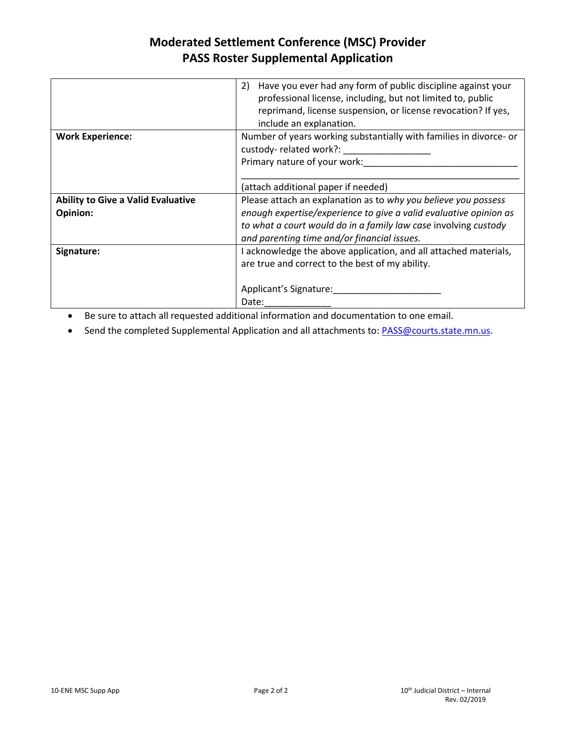# Moderated Settlement Conference (MSC) Provider
# PASS Roster Supplemental Application

| | |
|---|---|
| | 2) Have you ever had any form of public discipline against your professional license, including, but not limited to, public reprimand, license suspension, or license revocation? If yes, include an explanation. |
| **Work Experience:** | Number of years working substantially with families in divorce- or custody- related work?: _________________<br>Primary nature of your work:______________________________<br>________________________________________________________<br>(attach additional paper if needed) |
| **Ability to Give a Valid Evaluative Opinion:** | Please attach an explanation as to *why you believe you possess enough expertise/experience to give a valid evaluative opinion as to what a court would do in a family law case* involving *custody and parenting time and/or financial issues.* |
| **Signature:** | I acknowledge the above application, and all attached materials, are true and correct to the best of my ability.<br><br>Applicant's Signature:_____________________<br>Date:_____________ |

- Be sure to attach all requested additional information and documentation to one email.
- Send the completed Supplemental Application and all attachments to: PASS@courts.state.mn.us.